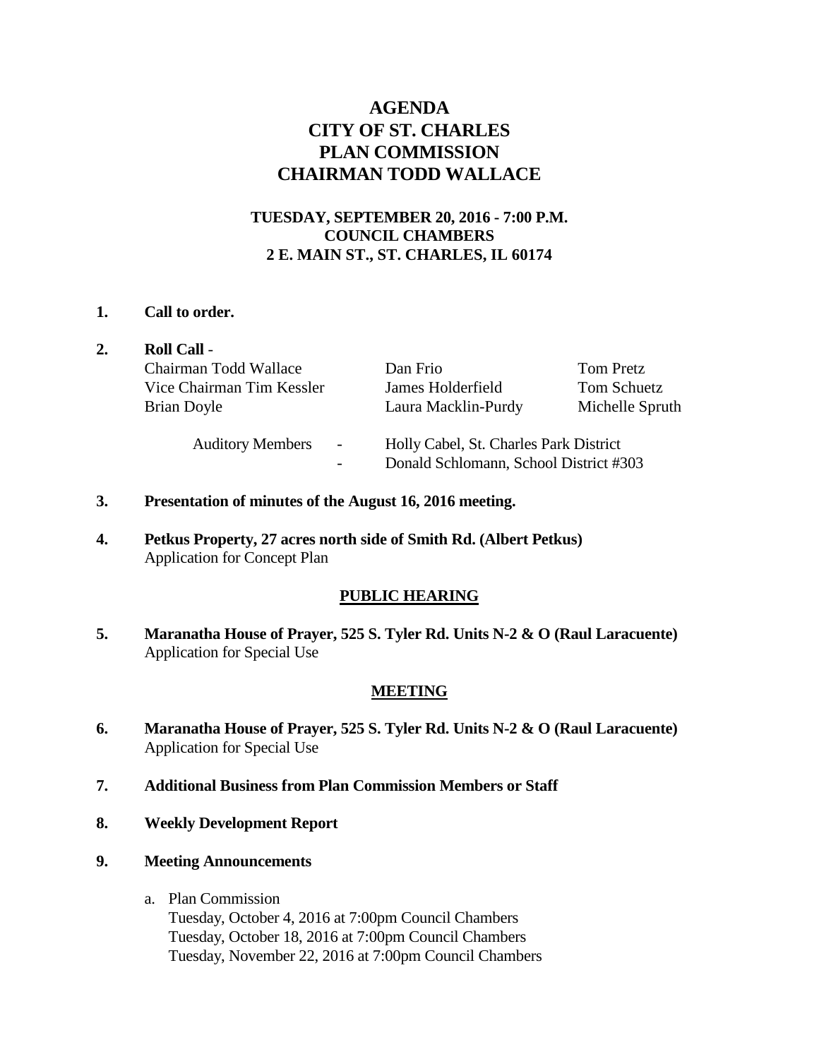# AGENDA
# CITY OF ST. CHARLES
# PLAN COMMISSION
# CHAIRMAN TODD WALLACE

**TUESDAY, SEPTEMBER 20, 2016 - 7:00 P.M.**
**COUNCIL CHAMBERS**
**2 E. MAIN ST., ST. CHARLES, IL 60174**

1. **Call to order.**

2. **Roll Call** -

| | | |
|---|---|---|
| Chairman Todd Wallace | Dan Frio | Tom Pretz |
| Vice Chairman Tim Kessler | James Holderfield | Tom Schuetz |
| Brian Doyle | Laura Macklin-Purdy | Michelle Spruth |

Auditory Members - Holly Cabel, St. Charles Park District
- Donald Schlomann, School District #303

3. **Presentation of minutes of the August 16, 2016 meeting.**

4. **Petkus Property, 27 acres north side of Smith Rd. (Albert Petkus)**
   Application for Concept Plan

## PUBLIC HEARING

5. **Maranatha House of Prayer, 525 S. Tyler Rd. Units N-2 & O (Raul Laracuente)**
   Application for Special Use

## MEETING

6. **Maranatha House of Prayer, 525 S. Tyler Rd. Units N-2 & O (Raul Laracuente)**
   Application for Special Use

7. **Additional Business from Plan Commission Members or Staff**

8. **Weekly Development Report**

9. **Meeting Announcements**

   a. Plan Commission
      Tuesday, October 4, 2016 at 7:00pm Council Chambers
      Tuesday, October 18, 2016 at 7:00pm Council Chambers
      Tuesday, November 22, 2016 at 7:00pm Council Chambers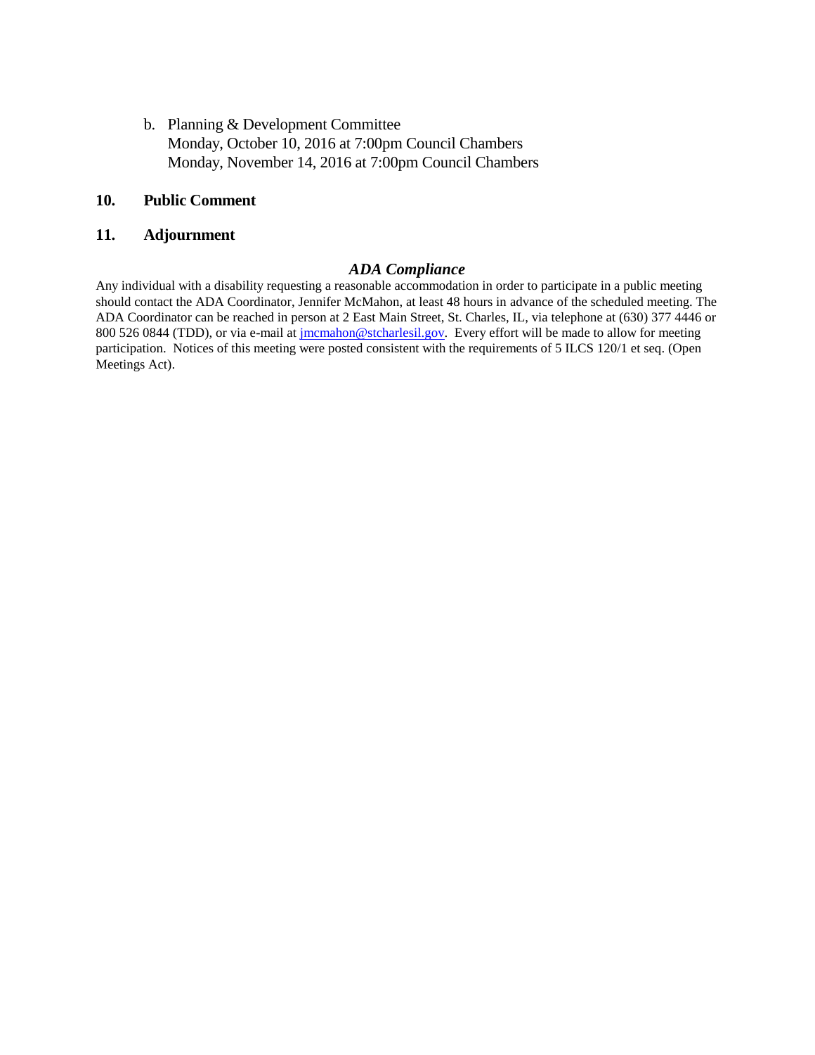b. Planning & Development Committee
   Monday, October 10, 2016 at 7:00pm Council Chambers
   Monday, November 14, 2016 at 7:00pm Council Chambers

**10. Public Comment**

**11. Adjournment**

***ADA Compliance***

Any individual with a disability requesting a reasonable accommodation in order to participate in a public meeting should contact the ADA Coordinator, Jennifer McMahon, at least 48 hours in advance of the scheduled meeting. The ADA Coordinator can be reached in person at 2 East Main Street, St. Charles, IL, via telephone at (630) 377 4446 or 800 526 0844 (TDD), or via e-mail at jmcmahon@stcharlesil.gov. Every effort will be made to allow for meeting participation. Notices of this meeting were posted consistent with the requirements of 5 ILCS 120/1 et seq. (Open Meetings Act).